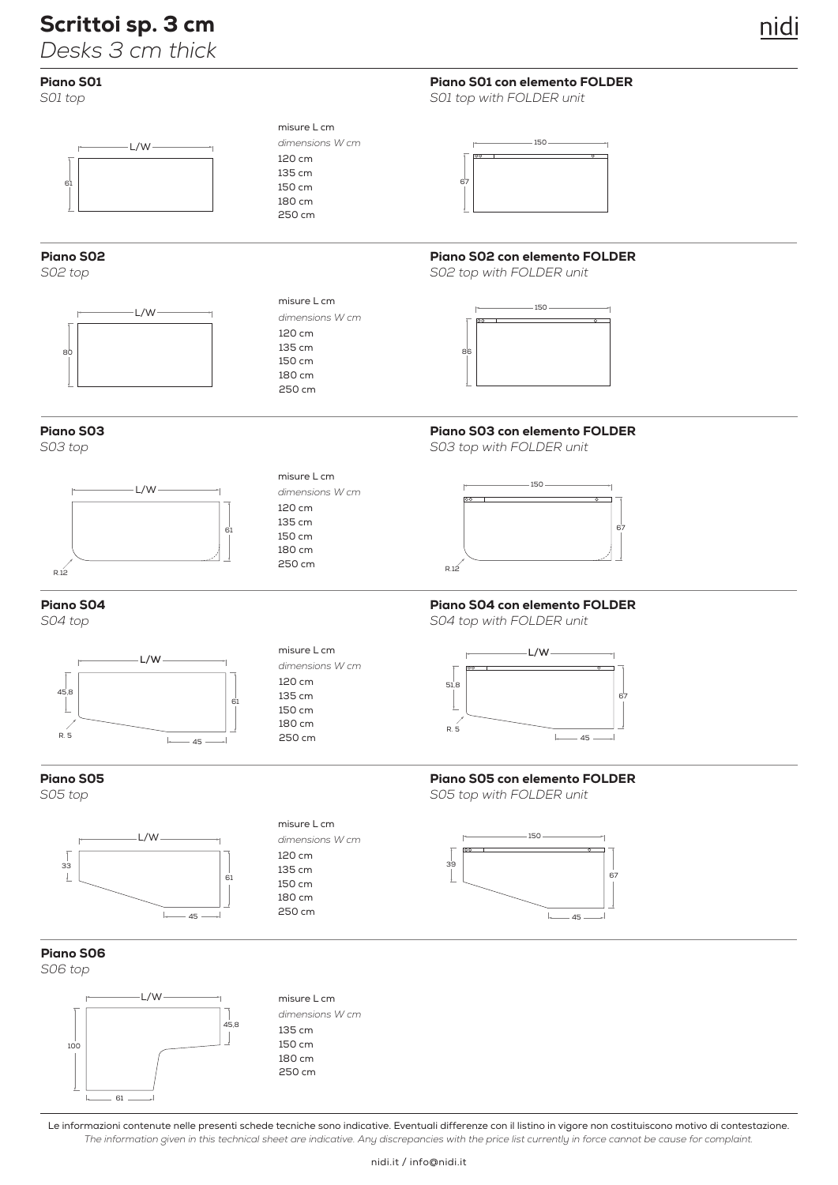# Scrittoi sp. 3 cm
*Desks 3 cm thick*

nidi

## Piano S01
*S01 top*

L/W
61

misure L cm
*dimensions W cm*
120 cm
135 cm
150 cm
180 cm
250 cm

## Piano S01 con elemento FOLDER
*S01 top with FOLDER unit*

150
67

## Piano S02
*S02 top*

L/W
80

misure L cm
*dimensions W cm*
120 cm
135 cm
150 cm
180 cm
250 cm

## Piano S02 con elemento FOLDER
*S02 top with FOLDER unit*

150
86

## Piano S03
*S03 top*

L/W
61
R.12

misure L cm
*dimensions W cm*
120 cm
135 cm
150 cm
180 cm
250 cm

## Piano S03 con elemento FOLDER
*S03 top with FOLDER unit*

150
67
R.12

## Piano S04
*S04 top*

L/W
45,8
61
R. 5
45

misure L cm
*dimensions W cm*
120 cm
135 cm
150 cm
180 cm
250 cm

## Piano S04 con elemento FOLDER
*S04 top with FOLDER unit*

L/W
51,8
67
R. 5
45

## Piano S05
*S05 top*

L/W
33
61
45

misure L cm
*dimensions W cm*
120 cm
135 cm
150 cm
180 cm
250 cm

## Piano S05 con elemento FOLDER
*S05 top with FOLDER unit*

150
39
67
45

## Piano S06
*S06 top*

L/W
45,8
100
61

misure L cm
*dimensions W cm*
135 cm
150 cm
180 cm
250 cm

Le informazioni contenute nelle presenti schede tecniche sono indicative. Eventuali differenze con il listino in vigore non costituiscono motivo di contestazione.
*The information given in this technical sheet are indicative. Any discrepancies with the price list currently in force cannot be cause for complaint.*

nidi.it / info@nidi.it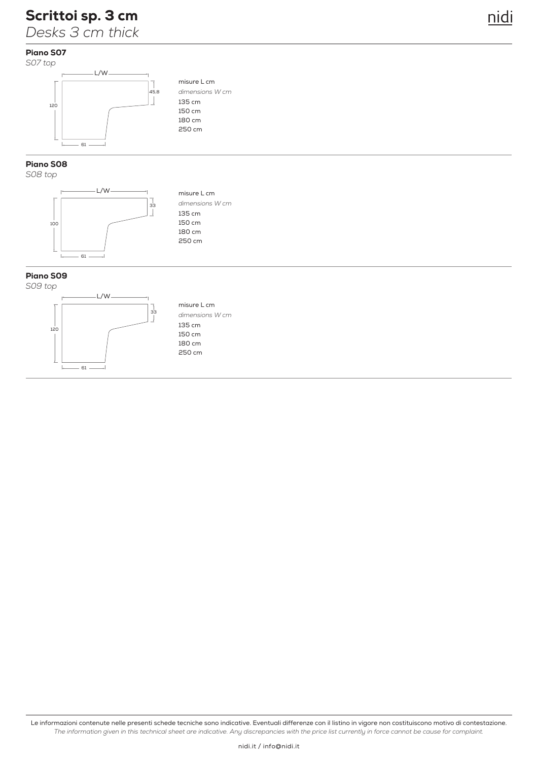# Scrittoi sp. 3 cm

*Desks 3 cm thick*

## Piano S07

*S07 top*

L/W

45.8

120

61

misure L cm

*dimensions W cm*

135 cm
150 cm
180 cm
250 cm

## Piano S08

*S08 top*

L/W

33

100

61

misure L cm

*dimensions W cm*

135 cm
150 cm
180 cm
250 cm

## Piano S09

*S09 top*

L/W

33

120

61

misure L cm

*dimensions W cm*

135 cm
150 cm
180 cm
250 cm

Le informazioni contenute nelle presenti schede tecniche sono indicative. Eventuali differenze con il listino in vigore non costituiscono motivo di contestazione.
*The information given in this technical sheet are indicative. Any discrepancies with the price list currently in force cannot be cause for complaint.*

nidi.it / info@nidi.it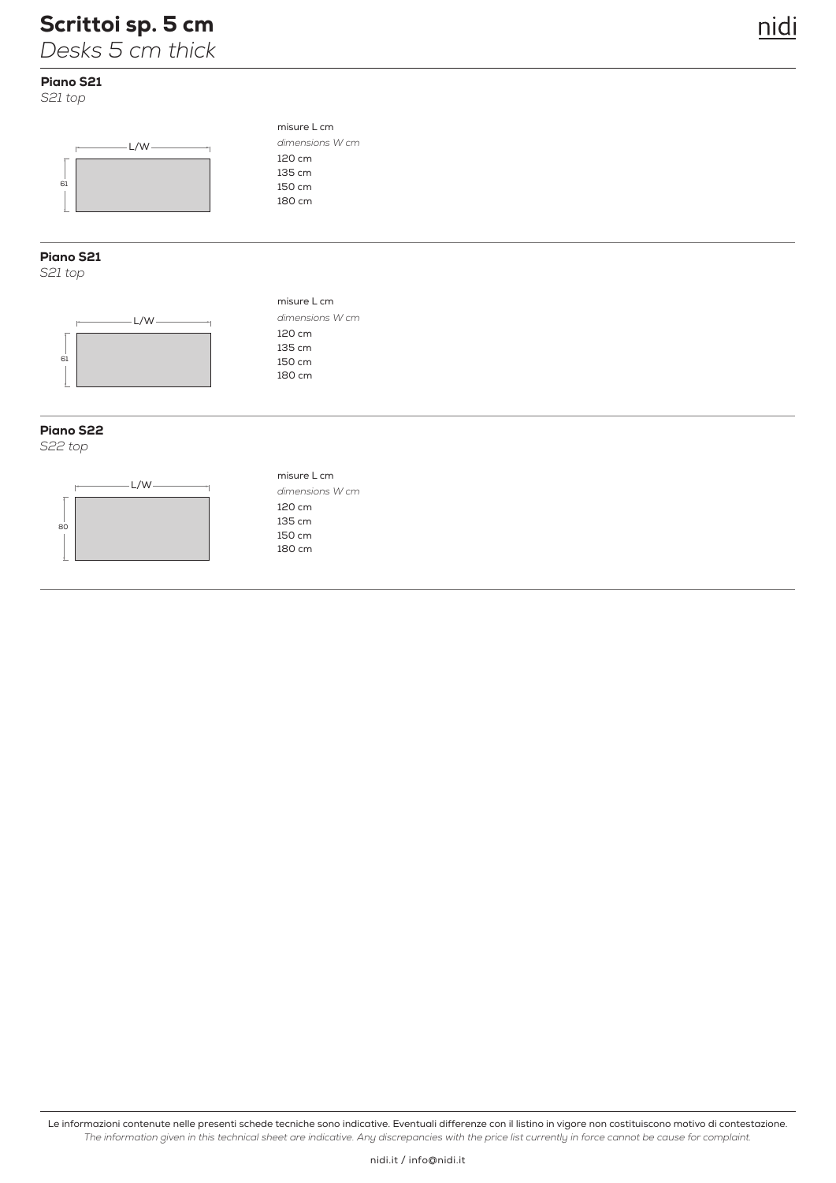# Scrittoi sp. 5 cm
*Desks 5 cm thick*

**Piano S21**
*S21 top*

L/W

61

misure L cm
*dimensions W cm*
120 cm
135 cm
150 cm
180 cm

---

**Piano S21**
*S21 top*

L/W

61

misure L cm
*dimensions W cm*
120 cm
135 cm
150 cm
180 cm

---

**Piano S22**
*S22 top*

L/W

80

misure L cm
*dimensions W cm*
120 cm
135 cm
150 cm
180 cm

---

Le informazioni contenute nelle presenti schede tecniche sono indicative. Eventuali differenze con il listino in vigore non costituiscono motivo di contestazione.
*The information given in this technical sheet are indicative. Any discrepancies with the price list currently in force cannot be cause for complaint.*

nidi.it / info@nidi.it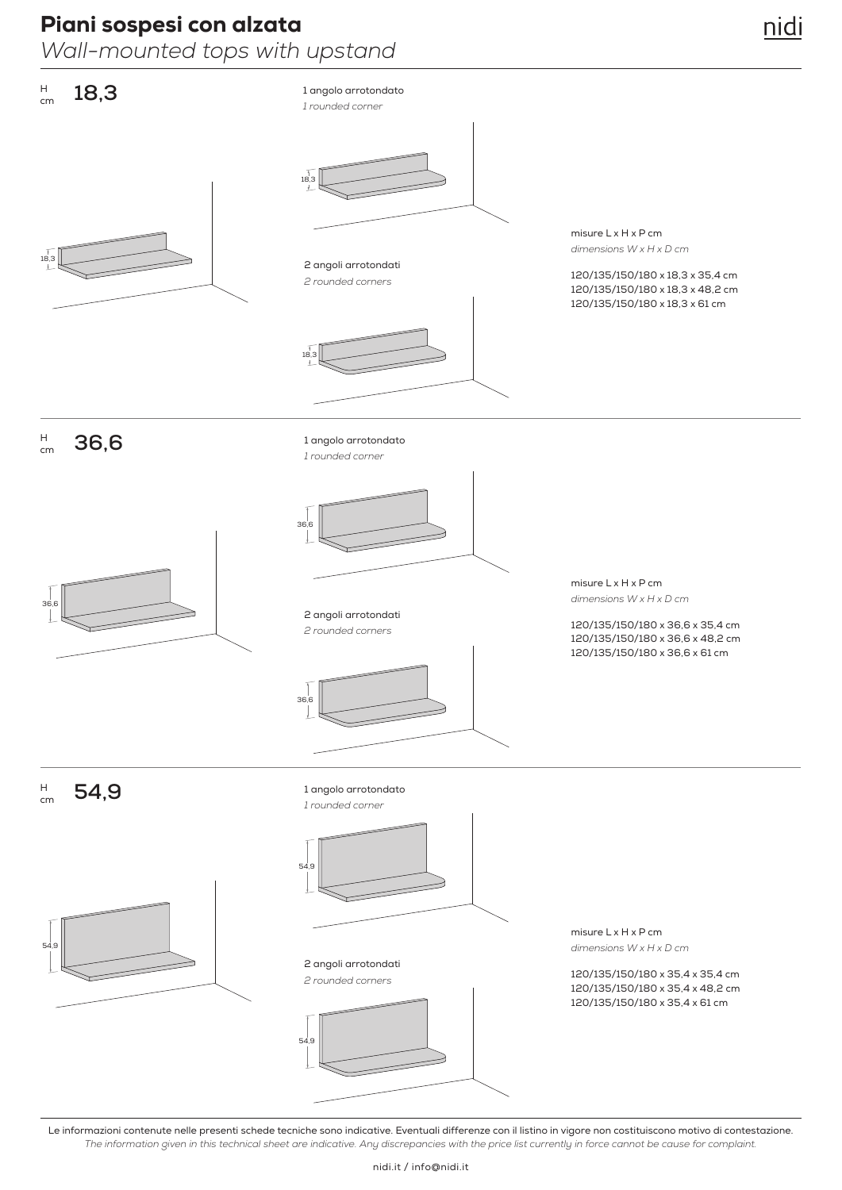# Piani sospesi con alzata

*Wall-mounted tops with upstand*

## H cm 18,3

1 angolo arrotondato
*1 rounded corner*

2 angoli arrotondati
*2 rounded corners*

misure L x H x P cm
*dimensions W x H x D cm*

120/135/150/180 x 18,3 x 35,4 cm
120/135/150/180 x 18,3 x 48,2 cm
120/135/150/180 x 18,3 x 61 cm

## H cm 36,6

1 angolo arrotondato
*1 rounded corner*

2 angoli arrotondati
*2 rounded corners*

misure L x H x P cm
*dimensions W x H x D cm*

120/135/150/180 x 36,6 x 35,4 cm
120/135/150/180 x 36,6 x 48,2 cm
120/135/150/180 x 36,6 x 61 cm

## H cm 54,9

1 angolo arrotondato
*1 rounded corner*

2 angoli arrotondati
*2 rounded corners*

misure L x H x P cm
*dimensions W x H x D cm*

120/135/150/180 x 35,4 x 35,4 cm
120/135/150/180 x 35,4 x 48,2 cm
120/135/150/180 x 35,4 x 61 cm

Le informazioni contenute nelle presenti schede tecniche sono indicative. Eventuali differenze con il listino in vigore non costituiscono motivo di contestazione.
*The information given in this technical sheet are indicative. Any discrepancies with the price list currently in force cannot be cause for complaint.*

nidi.it / info@nidi.it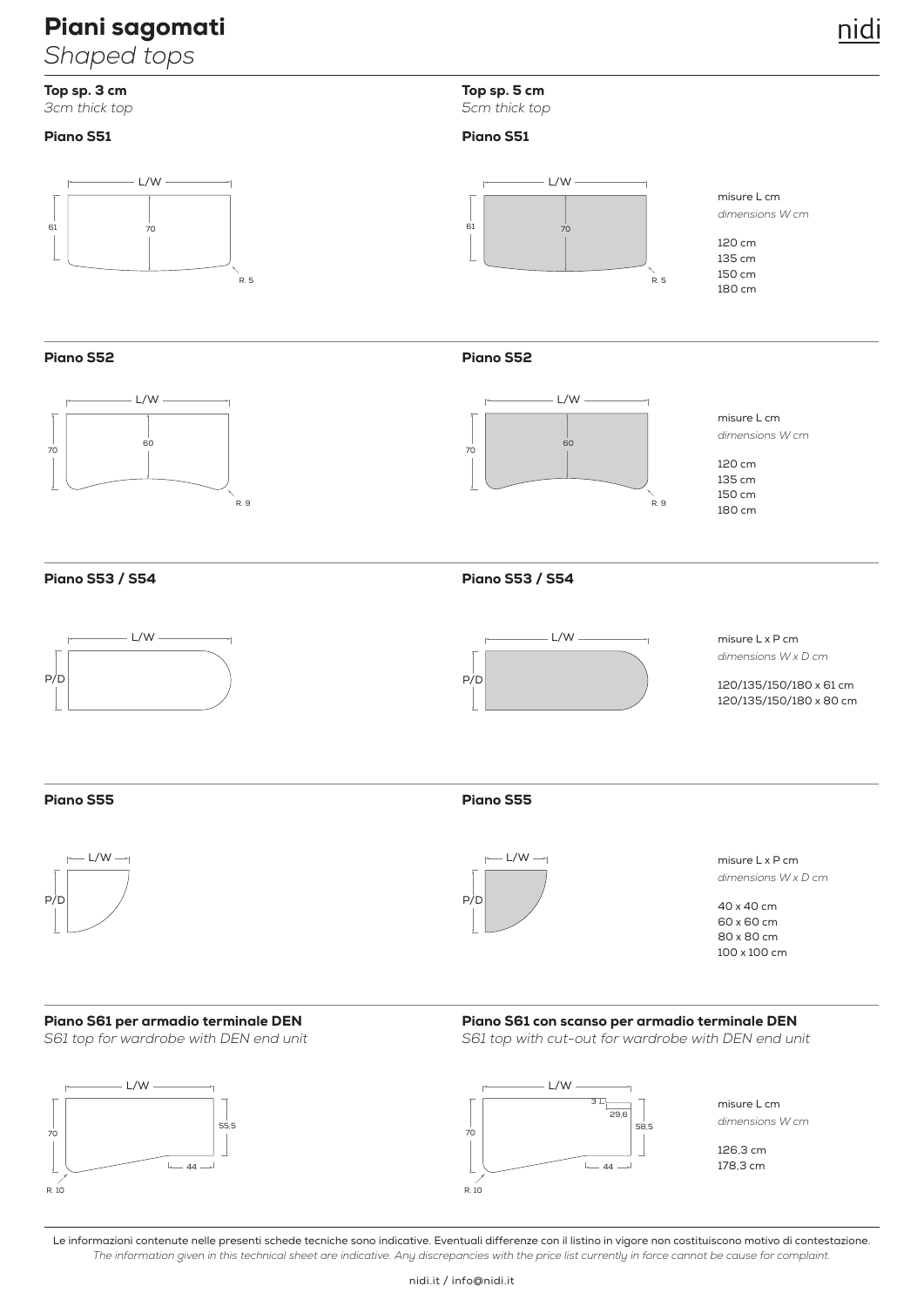# Piani sagomati

*Shaped tops*

## Top sp. 3 cm
*3cm thick top*

## Top sp. 5 cm
*5cm thick top*

### Piano S51

L/W

61

70

R. 5

misure L cm
*dimensions W cm*

120 cm
135 cm
150 cm
180 cm

### Piano S52

L/W

70

60

R. 9

misure L cm
*dimensions W cm*

120 cm
135 cm
150 cm
180 cm

### Piano S53 / S54

L/W

P/D

misure L x P cm
*dimensions W x D cm*

120/135/150/180 x 61 cm
120/135/150/180 x 80 cm

### Piano S55

L/W

P/D

misure L x P cm
*dimensions W x D cm*

40 x 40 cm
60 x 60 cm
80 x 80 cm
100 x 100 cm

### Piano S61 per armadio terminale DEN
*S61 top for wardrobe with DEN end unit*

L/W

70

55,5

44

R. 10

### Piano S61 con scanso per armadio terminale DEN
*S61 top with cut-out for wardrobe with DEN end unit*

L/W

3

29,6

70

58,5

44

R. 10

misure L cm
*dimensions W cm*

126,3 cm
178,3 cm

Le informazioni contenute nelle presenti schede tecniche sono indicative. Eventuali differenze con il listino in vigore non costituiscono motivo di contestazione.
*The information given in this technical sheet are indicative. Any discrepancies with the price list currently in force cannot be cause for complaint.*

nidi.it / info@nidi.it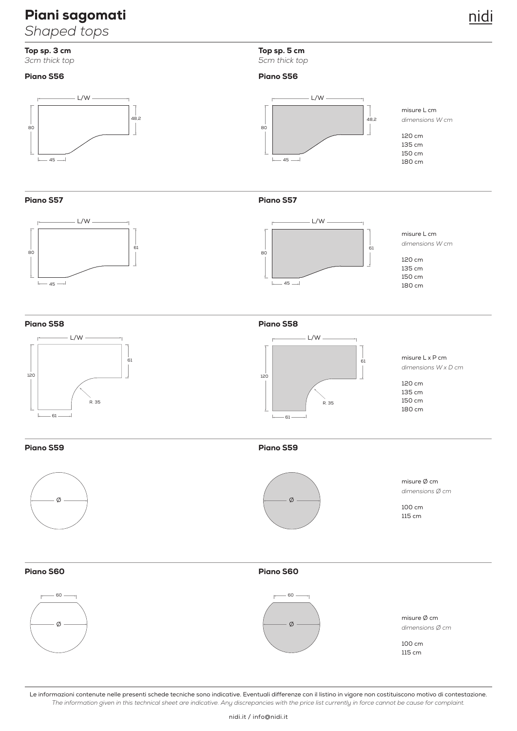# Piani sagomati

*Shaped tops*

## Top sp. 3 cm

*3cm thick top*

### Piano S56

L/W — 80 — 48,2 — 45

### Piano S57

L/W — 80 — 61 — 45

### Piano S58

L/W — 120 — 61 — R. 35 — 61

### Piano S59

Ø

### Piano S60

60 — Ø

## Top sp. 5 cm

*5cm thick top*

### Piano S56

L/W — 80 — 48,2 — 45

misure L cm
*dimensions W cm*

120 cm
135 cm
150 cm
180 cm

### Piano S57

L/W — 80 — 61 — 45

misure L cm
*dimensions W cm*

120 cm
135 cm
150 cm
180 cm

### Piano S58

L/W — 120 — 61 — R. 35 — 61

misure L x P cm
*dimensions W x D cm*

120 cm
135 cm
150 cm
180 cm

### Piano S59

Ø

misure Ø cm
*dimensions Ø cm*

100 cm
115 cm

### Piano S60

60 — Ø

misure Ø cm
*dimensions Ø cm*

100 cm
115 cm

Le informazioni contenute nelle presenti schede tecniche sono indicative. Eventuali differenze con il listino in vigore non costituiscono motivo di contestazione.
*The information given in this technical sheet are indicative. Any discrepancies with the price list currently in force cannot be cause for complaint.*

nidi.it / info@nidi.it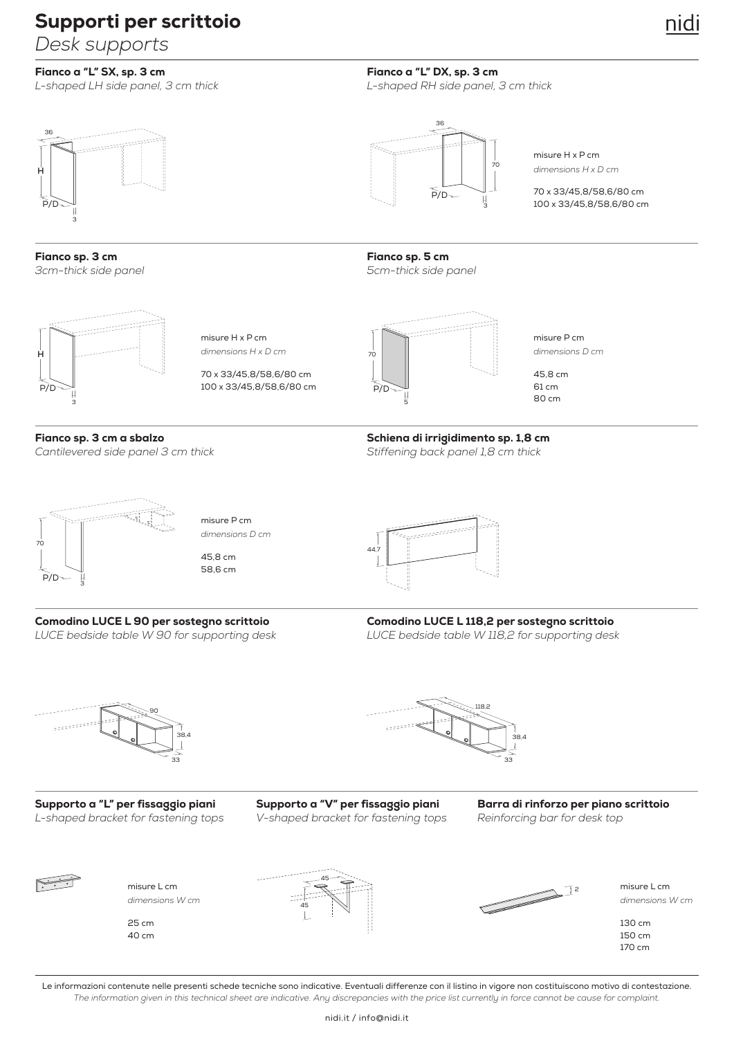# Supporti per scrittoio

*Desk supports*

### Fianco a "L" SX, sp. 3 cm

*L-shaped LH side panel, 3 cm thick*

### Fianco a "L" DX, sp. 3 cm

*L-shaped RH side panel, 3 cm thick*

misure H x P cm
*dimensions H x D cm*

70 x 33/45,8/58,6/80 cm
100 x 33/45,8/58,6/80 cm

### Fianco sp. 3 cm

*3cm-thick side panel*

misure H x P cm
*dimensions H x D cm*

70 x 33/45,8/58,6/80 cm
100 x 33/45,8/58,6/80 cm

### Fianco sp. 5 cm

*5cm-thick side panel*

misure P cm
*dimensions D cm*

45,8 cm
61 cm
80 cm

### Fianco sp. 3 cm a sbalzo

*Cantilevered side panel 3 cm thick*

misure P cm
*dimensions D cm*

45,8 cm
58,6 cm

### Schiena di irrigidimento sp. 1,8 cm

*Stiffening back panel 1,8 cm thick*

### Comodino LUCE L 90 per sostegno scrittoio

*LUCE bedside table W 90 for supporting desk*

### Comodino LUCE L 118,2 per sostegno scrittoio

*LUCE bedside table W 118,2 for supporting desk*

### Supporto a "L" per fissaggio piani

*L-shaped bracket for fastening tops*

misure L cm
*dimensions W cm*

25 cm
40 cm

### Supporto a "V" per fissaggio piani

*V-shaped bracket for fastening tops*

### Barra di rinforzo per piano scrittoio

*Reinforcing bar for desk top*

misure L cm
*dimensions W cm*

130 cm
150 cm
170 cm

Le informazioni contenute nelle presenti schede tecniche sono indicative. Eventuali differenze con il listino in vigore non costituiscono motivo di contestazione.
*The information given in this technical sheet are indicative. Any discrepancies with the price list currently in force cannot be cause for complaint.*

nidi.it / info@nidi.it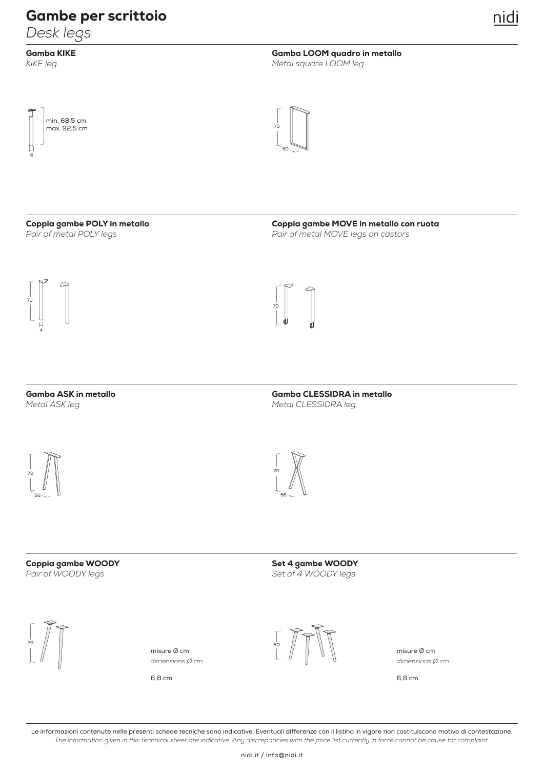# Gambe per scrittoio

*Desk legs*

## Gamba KIKE

*KIKE leg*

min. 68,5 cm
max. 92,5 cm

6

## Gamba LOOM quadro in metallo

*Metal square LOOM leg*

70

60

## Coppia gambe POLY in metallo

*Pair of metal POLY legs*

70

4

## Coppia gambe MOVE in metallo con ruota

*Pair of metal MOVE legs on castors*

70

## Gamba ASK in metallo

*Metal ASK leg*

70

56

## Gamba CLESSIDRA in metallo

*Metal CLESSIDRA leg*

70

56

## Coppia gambe WOODY

*Pair of WOODY legs*

70

misure Ø cm
*dimensions Ø cm*

6,8 cm

## Set 4 gambe WOODY

*Set of 4 WOODY legs*

50

misure Ø cm
*dimensions Ø cm*

6,8 cm

**Le informazioni contenute nelle presenti schede tecniche sono indicative. Eventuali differenze con il listino in vigore non costituiscono motivo di contestazione.**
*The information given in this technical sheet are indicative. Any discrepancies with the price list currently in force cannot be cause for complaint.*

nidi.it / info@nidi.it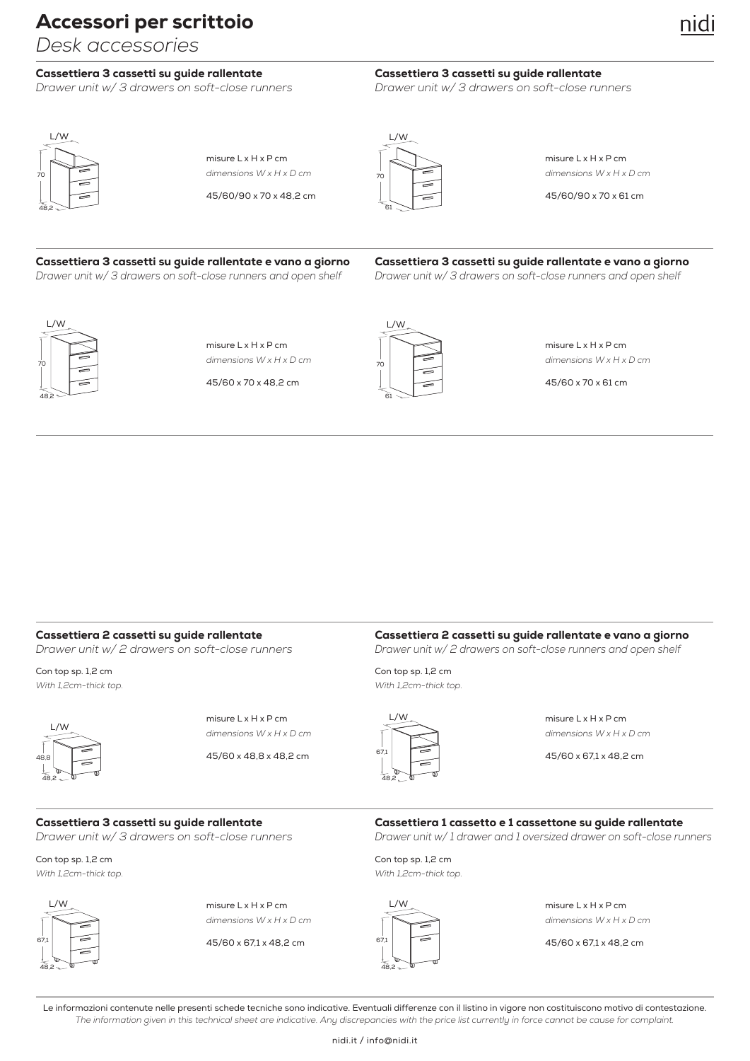# Accessori per scrittoio

*Desk accessories*

### Cassettiera 3 cassetti su guide rallentate

*Drawer unit w/ 3 drawers on soft-close runners*

misure L x H x P cm
*dimensions W x H x D cm*

45/60/90 x 70 x 48,2 cm

### Cassettiera 3 cassetti su guide rallentate

*Drawer unit w/ 3 drawers on soft-close runners*

misure L x H x P cm
*dimensions W x H x D cm*

45/60/90 x 70 x 61 cm

### Cassettiera 3 cassetti su guide rallentate e vano a giorno

*Drawer unit w/ 3 drawers on soft-close runners and open shelf*

misure L x H x P cm
*dimensions W x H x D cm*

45/60 x 70 x 48,2 cm

### Cassettiera 3 cassetti su guide rallentate e vano a giorno

*Drawer unit w/ 3 drawers on soft-close runners and open shelf*

misure L x H x P cm
*dimensions W x H x D cm*

45/60 x 70 x 61 cm

### Cassettiera 2 cassetti su guide rallentate

*Drawer unit w/ 2 drawers on soft-close runners*

Con top sp. 1,2 cm
*With 1,2cm-thick top.*

misure L x H x P cm
*dimensions W x H x D cm*

45/60 x 48,8 x 48,2 cm

### Cassettiera 2 cassetti su guide rallentate e vano a giorno

*Drawer unit w/ 2 drawers on soft-close runners and open shelf*

Con top sp. 1,2 cm
*With 1,2cm-thick top.*

misure L x H x P cm
*dimensions W x H x D cm*

45/60 x 67,1 x 48,2 cm

### Cassettiera 3 cassetti su guide rallentate

*Drawer unit w/ 3 drawers on soft-close runners*

Con top sp. 1,2 cm
*With 1,2cm-thick top.*

misure L x H x P cm
*dimensions W x H x D cm*

45/60 x 67,1 x 48,2 cm

### Cassettiera 1 cassetto e 1 cassettone su guide rallentate

*Drawer unit w/ 1 drawer and 1 oversized drawer on soft-close runners*

Con top sp. 1,2 cm
*With 1,2cm-thick top.*

misure L x H x P cm
*dimensions W x H x D cm*

45/60 x 67,1 x 48,2 cm

Le informazioni contenute nelle presenti schede tecniche sono indicative. Eventuali differenze con il listino in vigore non costituiscono motivo di contestazione.
*The information given in this technical sheet are indicative. Any discrepancies with the price list currently in force cannot be cause for complaint.*

nidi.it / info@nidi.it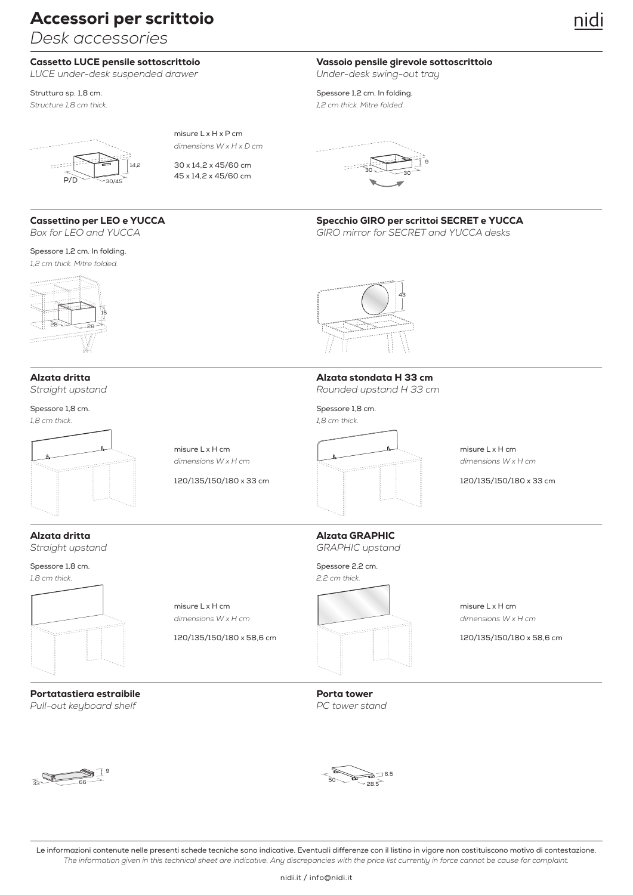# Accessori per scrittoio

*Desk accessories*

## Cassetto LUCE pensile sottoscrittoio

*LUCE under-desk suspended drawer*

Struttura sp. 1,8 cm.
*Structure 1,8 cm thick.*

misure L x H x P cm
*dimensions W x H x D cm*

30 x 14,2 x 45/60 cm
45 x 14,2 x 45/60 cm

## Vassoio pensile girevole sottoscrittoio

*Under-desk swing-out tray*

Spessore 1,2 cm. In folding.
*1,2 cm thick. Mitre folded.*

## Cassettino per LEO e YUCCA

*Box for LEO and YUCCA*

Spessore 1,2 cm. In folding.
*1,2 cm thick. Mitre folded.*

## Specchio GIRO per scrittoi SECRET e YUCCA

*GIRO mirror for SECRET and YUCCA desks*

## Alzata dritta

*Straight upstand*

Spessore 1,8 cm.
*1,8 cm thick.*

misure L x H cm
*dimensions W x H cm*

120/135/150/180 x 33 cm

## Alzata stondata H 33 cm

*Rounded upstand H 33 cm*

Spessore 1,8 cm.
*1,8 cm thick.*

misure L x H cm
*dimensions W x H cm*

120/135/150/180 x 33 cm

## Alzata dritta

*Straight upstand*

Spessore 1,8 cm.
*1,8 cm thick.*

misure L x H cm
*dimensions W x H cm*

120/135/150/180 x 58,6 cm

## Alzata GRAPHIC

*GRAPHIC upstand*

Spessore 2,2 cm.
*2,2 cm thick.*

misure L x H cm
*dimensions W x H cm*

120/135/150/180 x 58,6 cm

## Portatastiera estraibile

*Pull-out keyboard shelf*

## Porta tower

*PC tower stand*

Le informazioni contenute nelle presenti schede tecniche sono indicative. Eventuali differenze con il listino in vigore non costituiscono motivo di contestazione.
*The information given in this technical sheet are indicative. Any discrepancies with the price list currently in force cannot be cause for complaint.*

nidi.it / info@nidi.it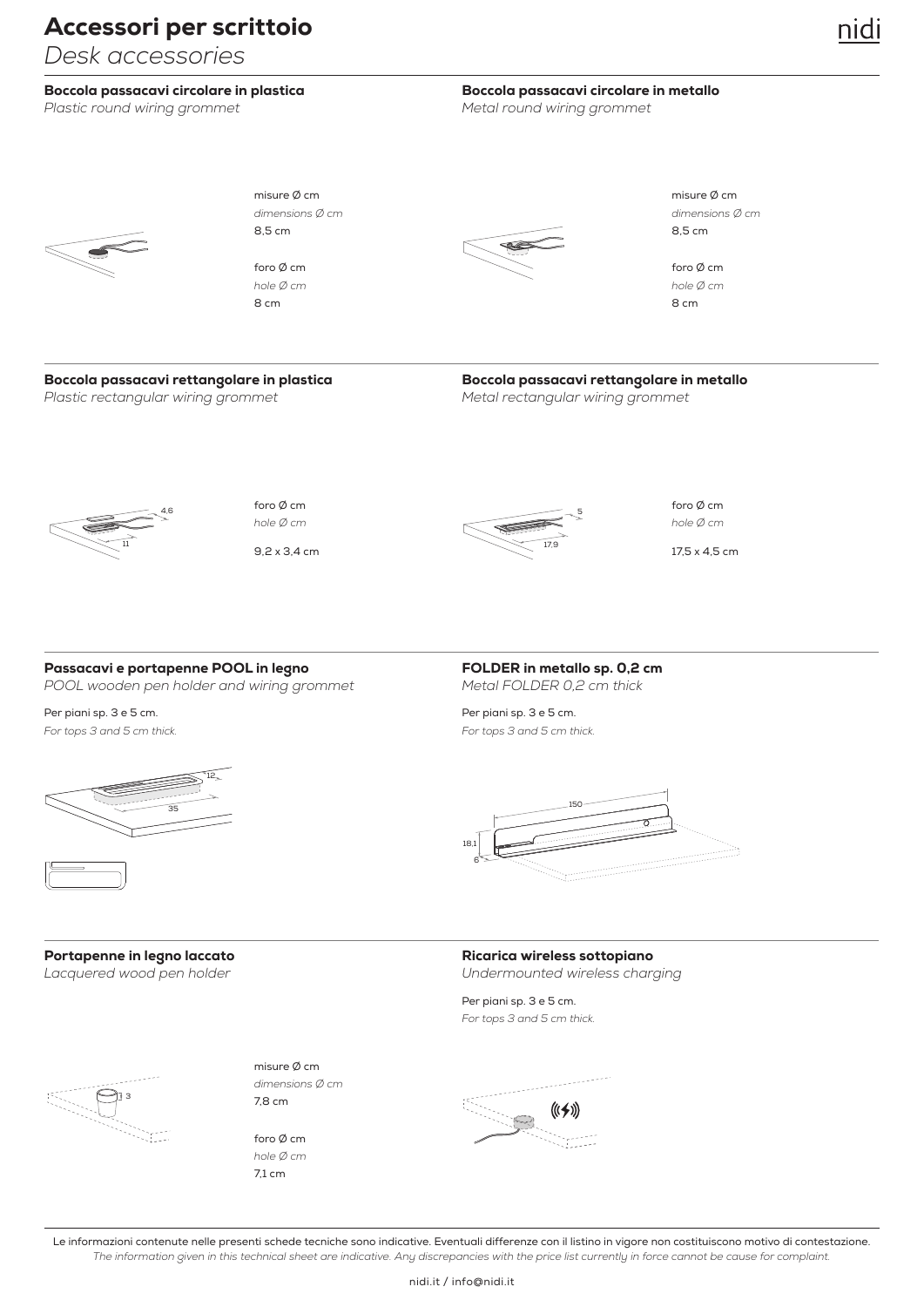# Accessori per scrittoio

*Desk accessories*

### Boccola passacavi circolare in plastica

*Plastic round wiring grommet*

misure Ø cm
*dimensions Ø cm*
8,5 cm

foro Ø cm
*hole Ø cm*
8 cm

### Boccola passacavi circolare in metallo

*Metal round wiring grommet*

misure Ø cm
*dimensions Ø cm*
8,5 cm

foro Ø cm
*hole Ø cm*
8 cm

### Boccola passacavi rettangolare in plastica

*Plastic rectangular wiring grommet*

4,6
11

foro Ø cm
*hole Ø cm*
9,2 x 3,4 cm

### Boccola passacavi rettangolare in metallo

*Metal rectangular wiring grommet*

5
17,9

foro Ø cm
*hole Ø cm*
17,5 x 4,5 cm

### Passacavi e portapenne POOL in legno

*POOL wooden pen holder and wiring grommet*

Per piani sp. 3 e 5 cm.
*For tops 3 and 5 cm thick.*

12
35

### FOLDER in metallo sp. 0,2 cm

*Metal FOLDER 0,2 cm thick*

Per piani sp. 3 e 5 cm.
*For tops 3 and 5 cm thick.*

150
18,1
6

### Portapenne in legno laccato

*Lacquered wood pen holder*

3

misure Ø cm
*dimensions Ø cm*
7,8 cm

foro Ø cm
*hole Ø cm*
7,1 cm

### Ricarica wireless sottopiano

*Undermounted wireless charging*

Per piani sp. 3 e 5 cm.
*For tops 3 and 5 cm thick.*

Le informazioni contenute nelle presenti schede tecniche sono indicative. Eventuali differenze con il listino in vigore non costituiscono motivo di contestazione.
*The information given in this technical sheet are indicative. Any discrepancies with the price list currently in force cannot be cause for complaint.*

nidi.it / info@nidi.it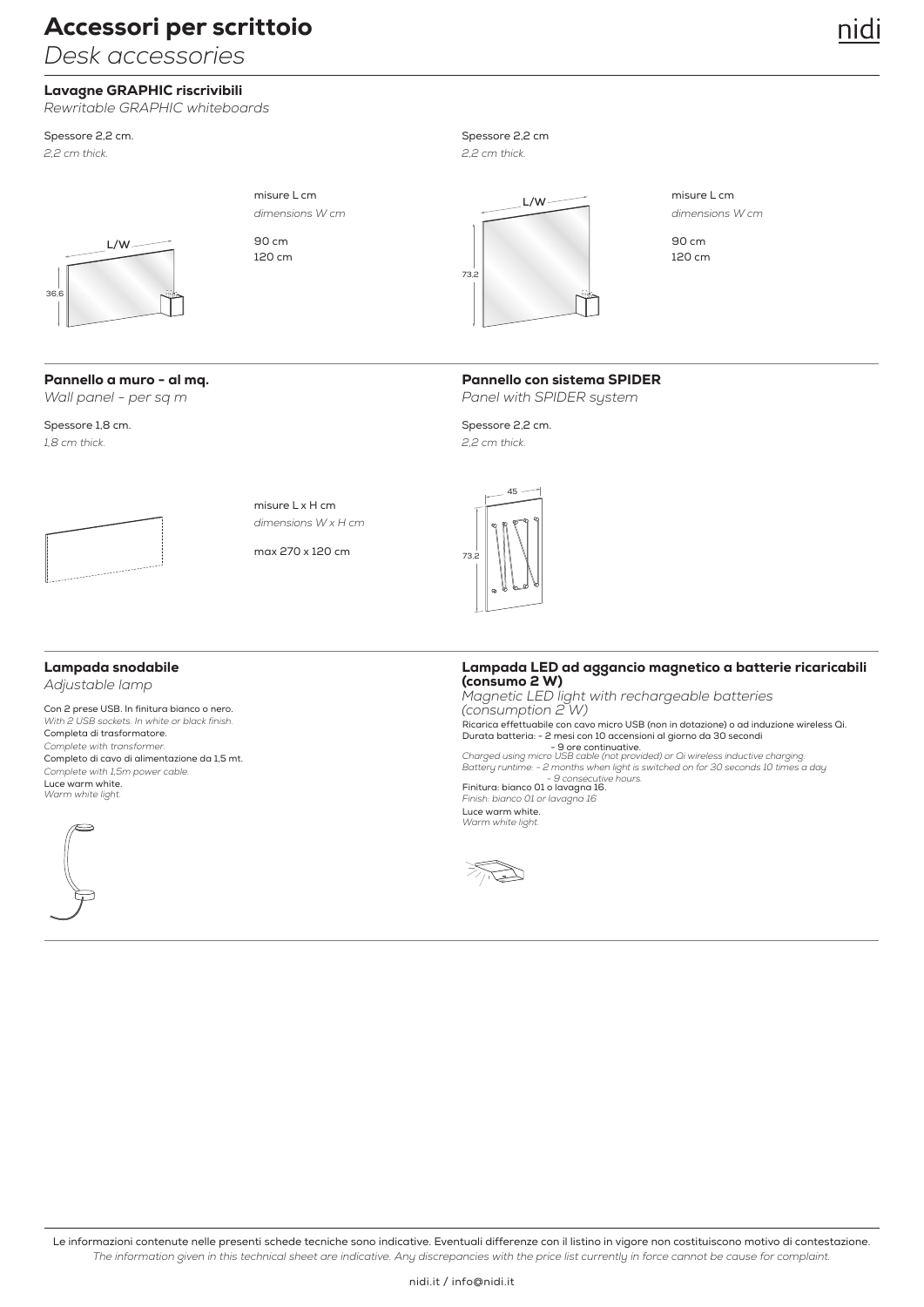# Accessori per scrittoio

*Desk accessories*

## Lavagne GRAPHIC riscrivibili

*Rewritable GRAPHIC whiteboards*

Spessore 2,2 cm.
*2,2 cm thick.*

L/W
36,6

misure L cm
*dimensions W cm*

90 cm
120 cm

Spessore 2,2 cm
*2,2 cm thick.*

L/W
73,2

misure L cm
*dimensions W cm*

90 cm
120 cm

## Pannello a muro - al mq.

*Wall panel - per sq m*

Spessore 1,8 cm.
*1,8 cm thick.*

misure L x H cm
*dimensions W x H cm*

max 270 x 120 cm

## Pannello con sistema SPIDER

*Panel with SPIDER system*

Spessore 2,2 cm.
*2,2 cm thick.*

45
73,2

## Lampada snodabile

*Adjustable lamp*

Con 2 prese USB. In finitura bianco o nero.
*With 2 USB sockets. In white or black finish.*
Completa di trasformatore.
*Complete with transformer.*
Completo di cavo di alimentazione da 1,5 mt.
*Complete with 1,5m power cable.*
Luce warm white.
*Warm white light.*

## Lampada LED ad aggancio magnetico a batterie ricaricabili (consumo 2 W)

*Magnetic LED light with rechargeable batteries (consumption 2 W)*

Ricarica effettuabile con cavo micro USB (non in dotazione) o ad induzione wireless Qi.
Durata batteria: - 2 mesi con 10 accensioni al giorno da 30 secondi
- 9 ore continuative.
*Charged using micro USB cable (not provided) or Qi wireless inductive charging.*
*Battery runtime: - 2 months when light is switched on for 30 seconds 10 times a day*
*- 9 consecutive hours.*
Finitura: bianco 01 o lavagna 16.
*Finish: bianco 01 or lavagna 16*
Luce warm white.
*Warm white light.*

Le informazioni contenute nelle presenti schede tecniche sono indicative. Eventuali differenze con il listino in vigore non costituiscono motivo di contestazione.
*The information given in this technical sheet are indicative. Any discrepancies with the price list currently in force cannot be cause for complaint.*

nidi.it / info@nidi.it